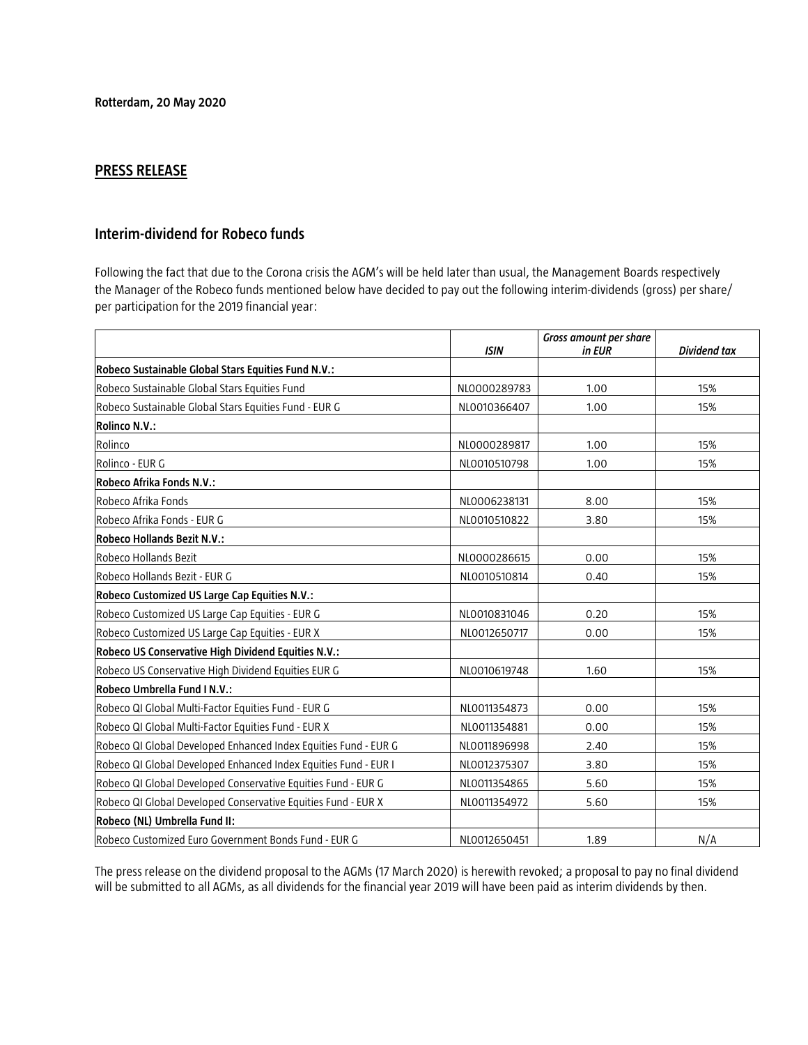**Rotterdam, 20 May 2020**

## PRESS RELEASE

### Interim-dividend for Robeco funds

Following the fact that due to the Corona crisis the AGM's will be held later than usual, the Management Boards respectively the Manager of the Robeco funds mentioned below have decided to pay out the following interim-dividends (gross) per share/ per participation for the 2019 financial year:

| | *ISIN* | *Gross amount per share in EUR* | *Dividend tax* |
|---|---|---|---|
| **Robeco Sustainable Global Stars Equities Fund N.V.:** | | | |
| Robeco Sustainable Global Stars Equities Fund | NL0000289783 | 1.00 | 15% |
| Robeco Sustainable Global Stars Equities Fund - EUR G | NL0010366407 | 1.00 | 15% |
| **Rolinco N.V.:** | | | |
| Rolinco | NL0000289817 | 1.00 | 15% |
| Rolinco - EUR G | NL0010510798 | 1.00 | 15% |
| **Robeco Afrika Fonds N.V.:** | | | |
| Robeco Afrika Fonds | NL0006238131 | 8.00 | 15% |
| Robeco Afrika Fonds - EUR G | NL0010510822 | 3.80 | 15% |
| **Robeco Hollands Bezit N.V.:** | | | |
| Robeco Hollands Bezit | NL0000286615 | 0.00 | 15% |
| Robeco Hollands Bezit - EUR G | NL0010510814 | 0.40 | 15% |
| **Robeco Customized US Large Cap Equities N.V.:** | | | |
| Robeco Customized US Large Cap Equities - EUR G | NL0010831046 | 0.20 | 15% |
| Robeco Customized US Large Cap Equities - EUR X | NL0012650717 | 0.00 | 15% |
| **Robeco US Conservative High Dividend Equities N.V.:** | | | |
| Robeco US Conservative High Dividend Equities EUR G | NL0010619748 | 1.60 | 15% |
| **Robeco Umbrella Fund I N.V.:** | | | |
| Robeco QI Global Multi-Factor Equities Fund - EUR G | NL0011354873 | 0.00 | 15% |
| Robeco QI Global Multi-Factor Equities Fund - EUR X | NL0011354881 | 0.00 | 15% |
| Robeco QI Global Developed Enhanced Index Equities Fund - EUR G | NL0011896998 | 2.40 | 15% |
| Robeco QI Global Developed Enhanced Index Equities Fund - EUR I | NL0012375307 | 3.80 | 15% |
| Robeco QI Global Developed Conservative Equities Fund - EUR G | NL0011354865 | 5.60 | 15% |
| Robeco QI Global Developed Conservative Equities Fund - EUR X | NL0011354972 | 5.60 | 15% |
| **Robeco (NL) Umbrella Fund II:** | | | |
| Robeco Customized Euro Government Bonds Fund - EUR G | NL0012650451 | 1.89 | N/A |

The press release on the dividend proposal to the AGMs (17 March 2020) is herewith revoked; a proposal to pay no final dividend will be submitted to all AGMs, as all dividends for the financial year 2019 will have been paid as interim dividends by then.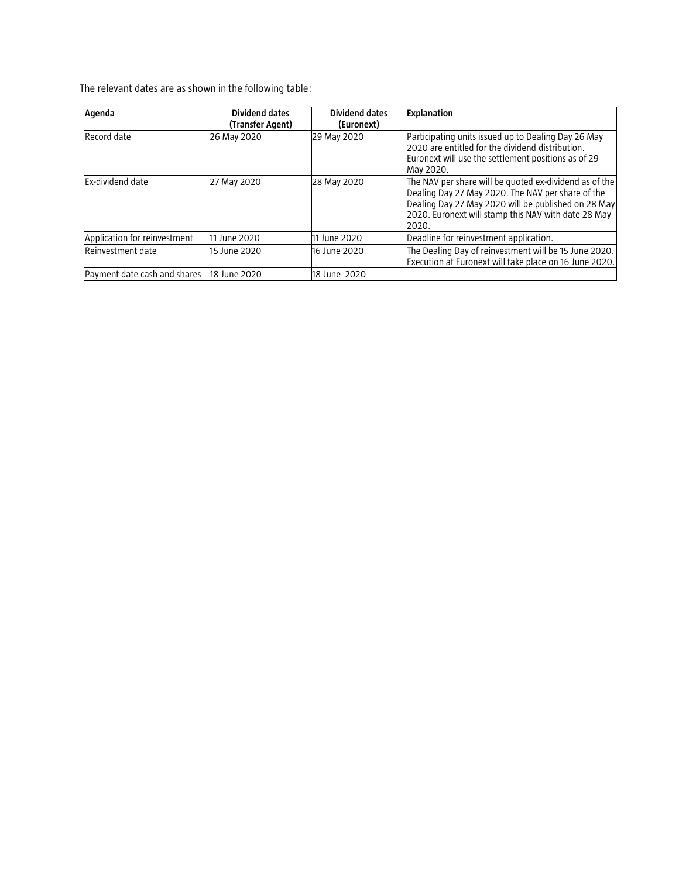The relevant dates are as shown in the following table:

| Agenda | Dividend dates (Transfer Agent) | Dividend dates (Euronext) | Explanation |
| --- | --- | --- | --- |
| Record date | 26 May 2020 | 29 May 2020 | Participating units issued up to Dealing Day 26 May 2020 are entitled for the dividend distribution. Euronext will use the settlement positions as of 29 May 2020. |
| Ex-dividend date | 27 May 2020 | 28 May 2020 | The NAV per share will be quoted ex-dividend as of the Dealing Day 27 May 2020. The NAV per share of the Dealing Day 27 May 2020 will be published on 28 May 2020. Euronext will stamp this NAV with date 28 May 2020. |
| Application for reinvestment | 11 June 2020 | 11 June 2020 | Deadline for reinvestment application. |
| Reinvestment date | 15 June 2020 | 16 June 2020 | The Dealing Day of reinvestment will be 15 June 2020. Execution at Euronext will take place on 16 June 2020. |
| Payment date cash and shares | 18 June 2020 | 18 June 2020 | |